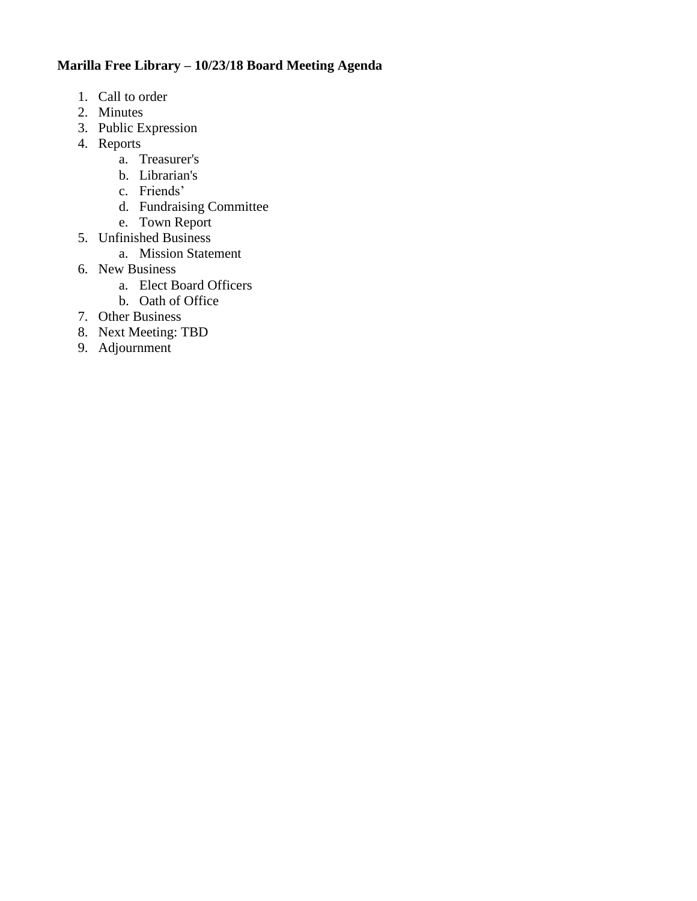**Marilla Free Library – 10/23/18 Board Meeting Agenda**

1. Call to order
2. Minutes
3. Public Expression
4. Reports
   a. Treasurer's
   b. Librarian's
   c. Friends’
   d. Fundraising Committee
   e. Town Report
5. Unfinished Business
   a. Mission Statement
6. New Business
   a. Elect Board Officers
   b. Oath of Office
7. Other Business
8. Next Meeting: TBD
9. Adjournment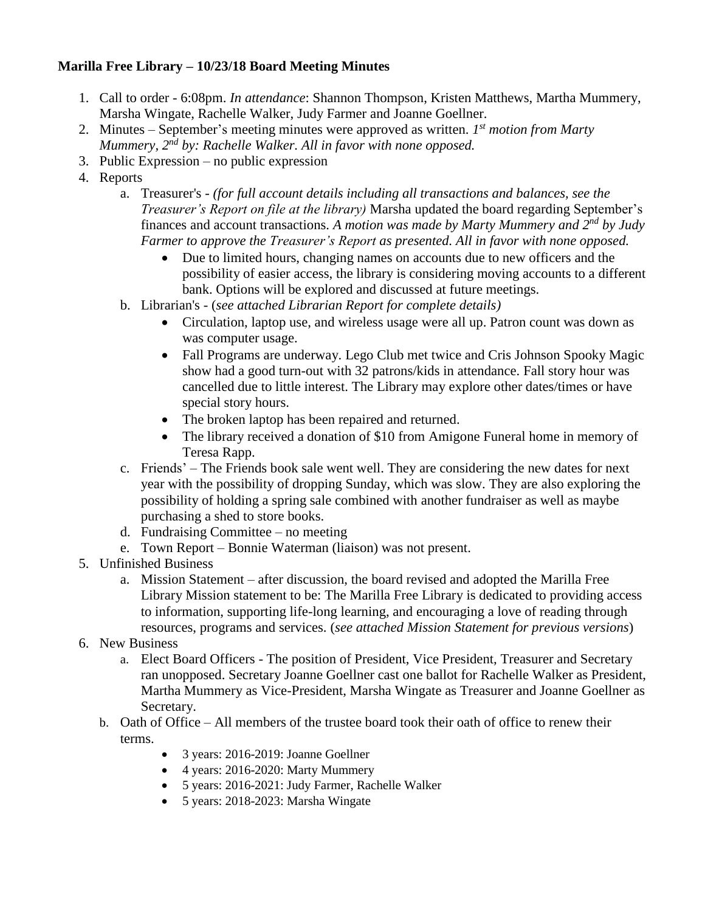**Marilla Free Library – 10/23/18 Board Meeting Minutes**

1. Call to order - 6:08pm. *In attendance*: Shannon Thompson, Kristen Matthews, Martha Mummery, Marsha Wingate, Rachelle Walker, Judy Farmer and Joanne Goellner.
2. Minutes – September's meeting minutes were approved as written. *1st motion from Marty Mummery, 2nd by: Rachelle Walker. All in favor with none opposed.*
3. Public Expression – no public expression
4. Reports
   a. Treasurer's - *(for full account details including all transactions and balances, see the Treasurer's Report on file at the library)* Marsha updated the board regarding September's finances and account transactions. *A motion was made by Marty Mummery and 2nd by Judy Farmer to approve the Treasurer's Report as presented. All in favor with none opposed.*
      - Due to limited hours, changing names on accounts due to new officers and the possibility of easier access, the library is considering moving accounts to a different bank. Options will be explored and discussed at future meetings.

   b. Librarian's - (*see attached Librarian Report for complete details)*
      - Circulation, laptop use, and wireless usage were all up. Patron count was down as was computer usage.
      - Fall Programs are underway. Lego Club met twice and Cris Johnson Spooky Magic show had a good turn-out with 32 patrons/kids in attendance. Fall story hour was cancelled due to little interest. The Library may explore other dates/times or have special story hours.
      - The broken laptop has been repaired and returned.
      - The library received a donation of $10 from Amigone Funeral home in memory of Teresa Rapp.

   c. Friends' – The Friends book sale went well. They are considering the new dates for next year with the possibility of dropping Sunday, which was slow. They are also exploring the possibility of holding a spring sale combined with another fundraiser as well as maybe purchasing a shed to store books.
   d. Fundraising Committee – no meeting
   e. Town Report – Bonnie Waterman (liaison) was not present.
5. Unfinished Business
   a. Mission Statement – after discussion, the board revised and adopted the Marilla Free Library Mission statement to be: The Marilla Free Library is dedicated to providing access to information, supporting life-long learning, and encouraging a love of reading through resources, programs and services. (*see attached Mission Statement for previous versions*)
6. New Business
   a. Elect Board Officers - The position of President, Vice President, Treasurer and Secretary ran unopposed. Secretary Joanne Goellner cast one ballot for Rachelle Walker as President, Martha Mummery as Vice-President, Marsha Wingate as Treasurer and Joanne Goellner as Secretary.
   b. Oath of Office – All members of the trustee board took their oath of office to renew their terms.
      - 3 years: 2016-2019: Joanne Goellner
      - 4 years: 2016-2020: Marty Mummery
      - 5 years: 2016-2021: Judy Farmer, Rachelle Walker
      - 5 years: 2018-2023: Marsha Wingate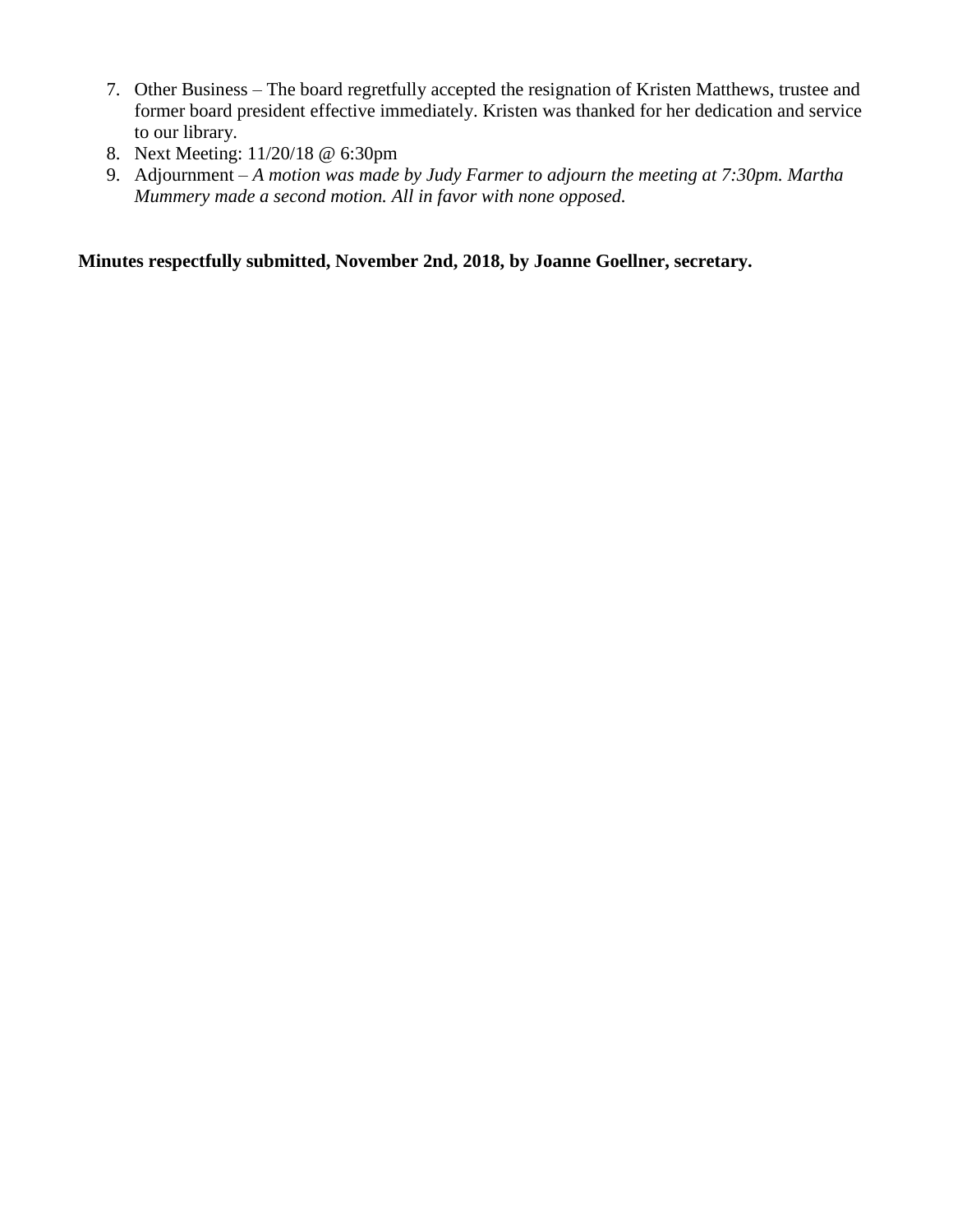7. Other Business – The board regretfully accepted the resignation of Kristen Matthews, trustee and former board president effective immediately. Kristen was thanked for her dedication and service to our library.
8. Next Meeting: 11/20/18 @ 6:30pm
9. Adjournment – *A motion was made by Judy Farmer to adjourn the meeting at 7:30pm. Martha Mummery made a second motion. All in favor with none opposed.*

**Minutes respectfully submitted, November 2nd, 2018, by Joanne Goellner, secretary.**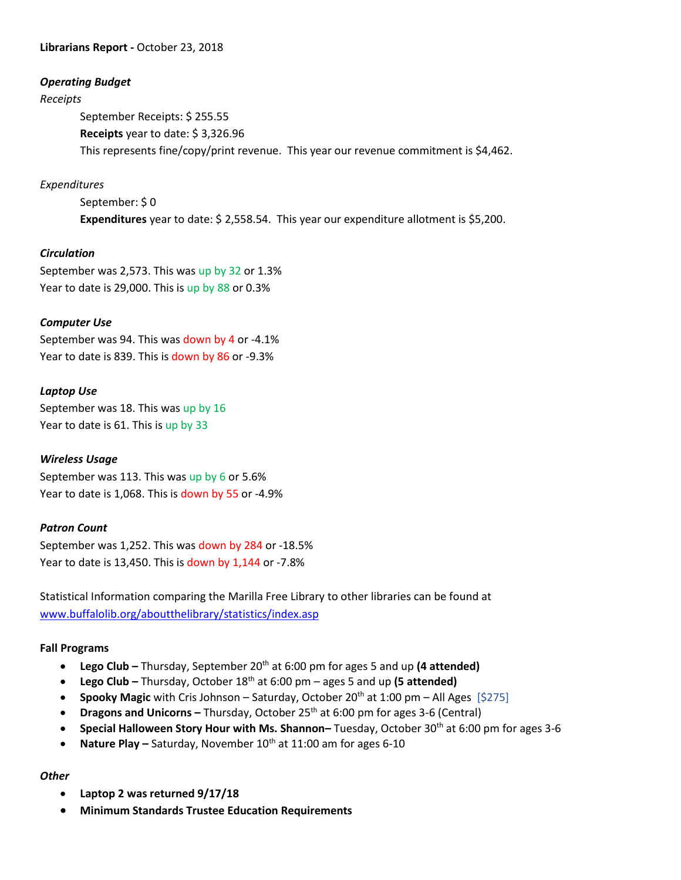**Librarians Report -** October 23, 2018

***Operating Budget***

*Receipts*

September Receipts: $ 255.55

**Receipts** year to date: $ 3,326.96

This represents fine/copy/print revenue. This year our revenue commitment is $4,462.

*Expenditures*

September: $ 0

**Expenditures** year to date: $ 2,558.54. This year our expenditure allotment is $5,200.

***Circulation***

September was 2,573. This was up by 32 or 1.3%

Year to date is 29,000. This is up by 88 or 0.3%

***Computer Use***

September was 94. This was down by 4 or -4.1%

Year to date is 839. This is down by 86 or -9.3%

***Laptop Use***

September was 18. This was up by 16

Year to date is 61. This is up by 33

***Wireless Usage***

September was 113. This was up by 6 or 5.6%

Year to date is 1,068. This is down by 55 or -4.9%

***Patron Count***

September was 1,252. This was down by 284 or -18.5%

Year to date is 13,450. This is down by 1,144 or -7.8%

Statistical Information comparing the Marilla Free Library to other libraries can be found at www.buffalolib.org/aboutthelibrary/statistics/index.asp

**Fall Programs**

- **Lego Club –** Thursday, September 20th at 6:00 pm for ages 5 and up **(4 attended)**
- **Lego Club –** Thursday, October 18th at 6:00 pm – ages 5 and up **(5 attended)**
- **Spooky Magic** with Cris Johnson – Saturday, October 20th at 1:00 pm – All Ages [$275]
- **Dragons and Unicorns –** Thursday, October 25th at 6:00 pm for ages 3-6 (Central)
- **Special Halloween Story Hour with Ms. Shannon–** Tuesday, October 30th at 6:00 pm for ages 3-6
- **Nature Play –** Saturday, November 10th at 11:00 am for ages 6-10

*Other*

- **Laptop 2 was returned 9/17/18**
- **Minimum Standards Trustee Education Requirements**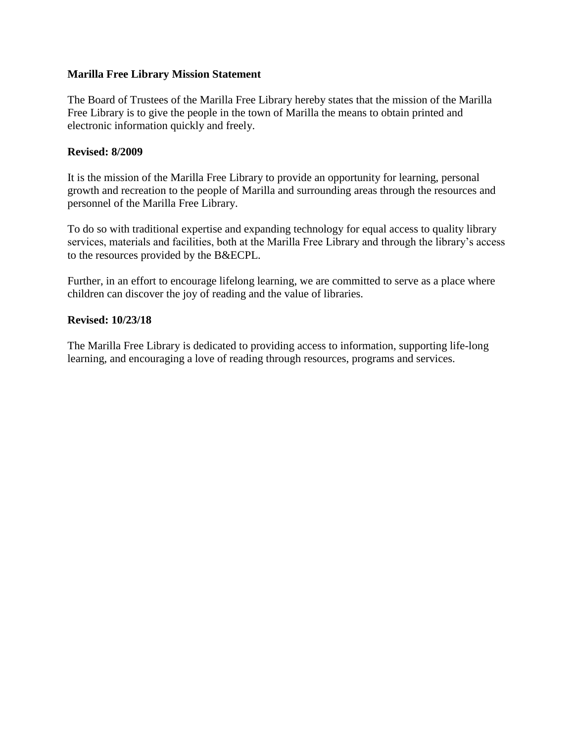**Marilla Free Library Mission Statement**

The Board of Trustees of the Marilla Free Library hereby states that the mission of the Marilla Free Library is to give the people in the town of Marilla the means to obtain printed and electronic information quickly and freely.

**Revised: 8/2009**

It is the mission of the Marilla Free Library to provide an opportunity for learning, personal growth and recreation to the people of Marilla and surrounding areas through the resources and personnel of the Marilla Free Library.

To do so with traditional expertise and expanding technology for equal access to quality library services, materials and facilities, both at the Marilla Free Library and through the library's access to the resources provided by the B&ECPL.

Further, in an effort to encourage lifelong learning, we are committed to serve as a place where children can discover the joy of reading and the value of libraries.

**Revised: 10/23/18**

The Marilla Free Library is dedicated to providing access to information, supporting life-long learning, and encouraging a love of reading through resources, programs and services.